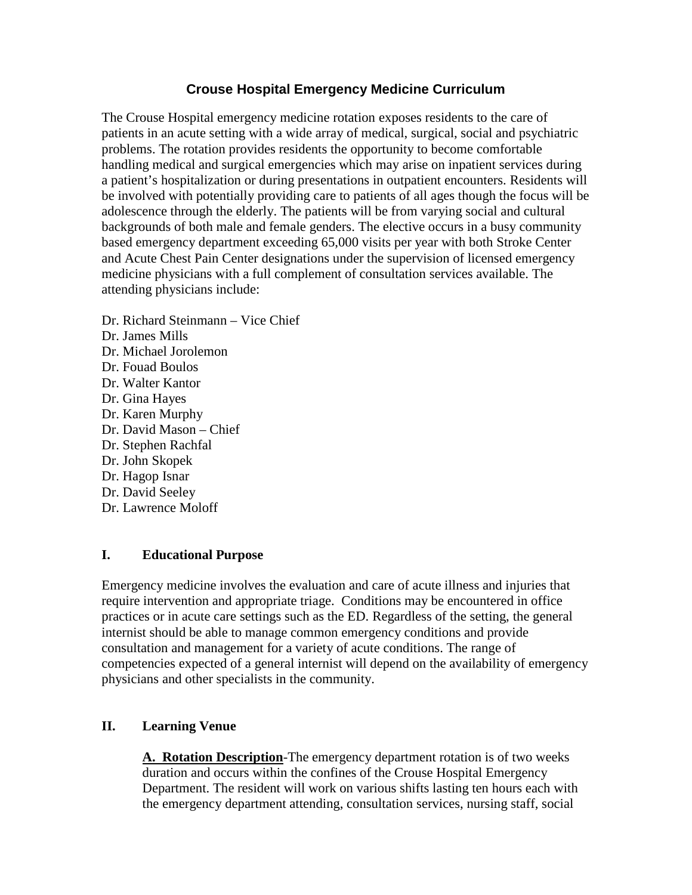# Crouse Hospital Emergency Medicine Curriculum

The Crouse Hospital emergency medicine rotation exposes residents to the care of patients in an acute setting with a wide array of medical, surgical, social and psychiatric problems. The rotation provides residents the opportunity to become comfortable handling medical and surgical emergencies which may arise on inpatient services during a patient's hospitalization or during presentations in outpatient encounters. Residents will be involved with potentially providing care to patients of all ages though the focus will be adolescence through the elderly. The patients will be from varying social and cultural backgrounds of both male and female genders. The elective occurs in a busy community based emergency department exceeding 65,000 visits per year with both Stroke Center and Acute Chest Pain Center designations under the supervision of licensed emergency medicine physicians with a full complement of consultation services available. The attending physicians include:

Dr. Richard Steinmann – Vice Chief  
Dr. James Mills  
Dr. Michael Jorolemon  
Dr. Fouad Boulos  
Dr. Walter Kantor  
Dr. Gina Hayes  
Dr. Karen Murphy  
Dr. David Mason – Chief  
Dr. Stephen Rachfal  
Dr. John Skopek  
Dr. Hagop Isnar  
Dr. David Seeley  
Dr. Lawrence Moloff

## I. Educational Purpose

Emergency medicine involves the evaluation and care of acute illness and injuries that require intervention and appropriate triage. Conditions may be encountered in office practices or in acute care settings such as the ED. Regardless of the setting, the general internist should be able to manage common emergency conditions and provide consultation and management for a variety of acute conditions. The range of competencies expected of a general internist will depend on the availability of emergency physicians and other specialists in the community.

## II. Learning Venue

**A. Rotation Description**-The emergency department rotation is of two weeks duration and occurs within the confines of the Crouse Hospital Emergency Department. The resident will work on various shifts lasting ten hours each with the emergency department attending, consultation services, nursing staff, social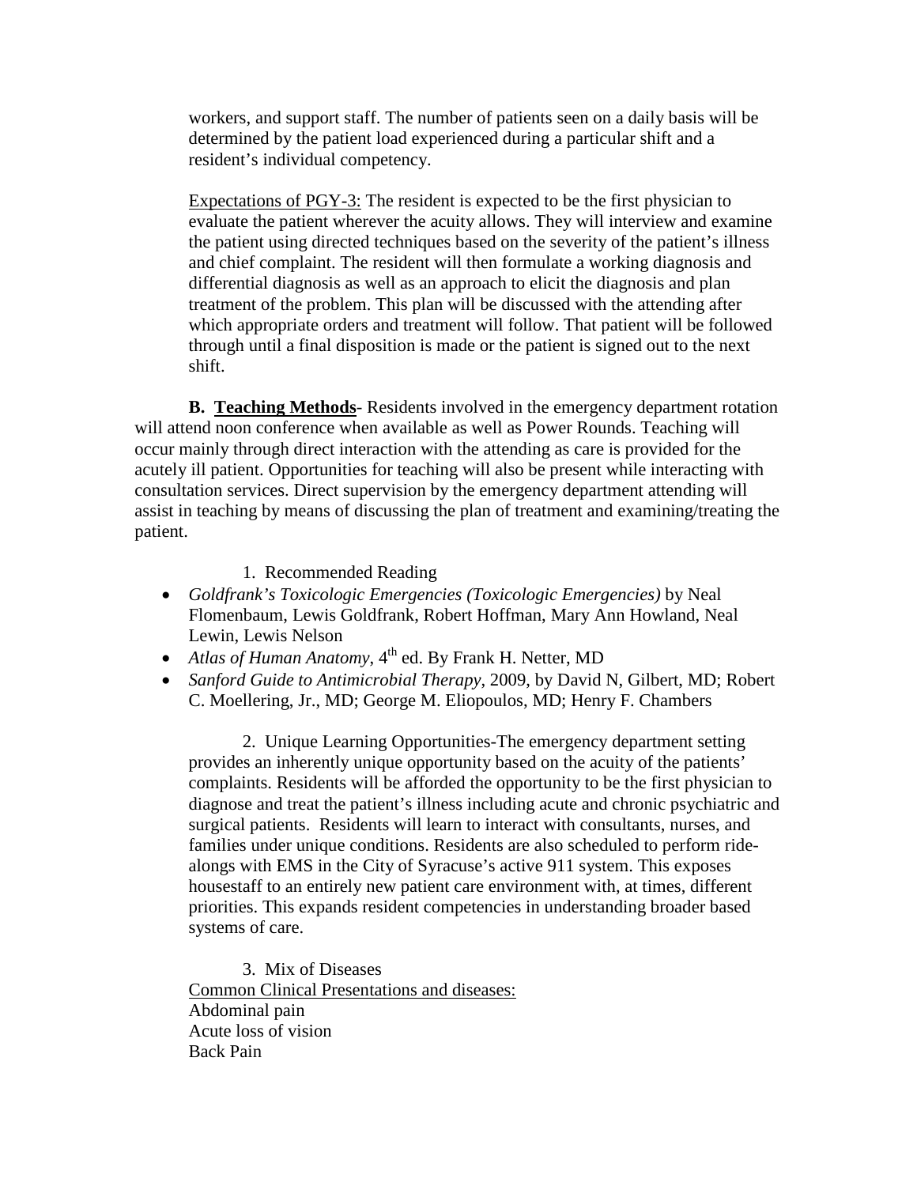workers, and support staff. The number of patients seen on a daily basis will be determined by the patient load experienced during a particular shift and a resident's individual competency.

Expectations of PGY-3: The resident is expected to be the first physician to evaluate the patient wherever the acuity allows. They will interview and examine the patient using directed techniques based on the severity of the patient's illness and chief complaint. The resident will then formulate a working diagnosis and differential diagnosis as well as an approach to elicit the diagnosis and plan treatment of the problem. This plan will be discussed with the attending after which appropriate orders and treatment will follow. That patient will be followed through until a final disposition is made or the patient is signed out to the next shift.

**B. Teaching Methods**- Residents involved in the emergency department rotation will attend noon conference when available as well as Power Rounds. Teaching will occur mainly through direct interaction with the attending as care is provided for the acutely ill patient. Opportunities for teaching will also be present while interacting with consultation services. Direct supervision by the emergency department attending will assist in teaching by means of discussing the plan of treatment and examining/treating the patient.

1. Recommended Reading

- *Goldfrank's Toxicologic Emergencies (Toxicologic Emergencies)* by Neal Flomenbaum, Lewis Goldfrank, Robert Hoffman, Mary Ann Howland, Neal Lewin, Lewis Nelson
- *Atlas of Human Anatomy*, 4th ed. By Frank H. Netter, MD
- *Sanford Guide to Antimicrobial Therapy*, 2009, by David N, Gilbert, MD; Robert C. Moellering, Jr., MD; George M. Eliopoulos, MD; Henry F. Chambers

2. Unique Learning Opportunities-The emergency department setting provides an inherently unique opportunity based on the acuity of the patients' complaints. Residents will be afforded the opportunity to be the first physician to diagnose and treat the patient's illness including acute and chronic psychiatric and surgical patients. Residents will learn to interact with consultants, nurses, and families under unique conditions. Residents are also scheduled to perform ride-alongs with EMS in the City of Syracuse's active 911 system. This exposes housestaff to an entirely new patient care environment with, at times, different priorities. This expands resident competencies in understanding broader based systems of care.

3. Mix of Diseases

Common Clinical Presentations and diseases:
Abdominal pain
Acute loss of vision
Back Pain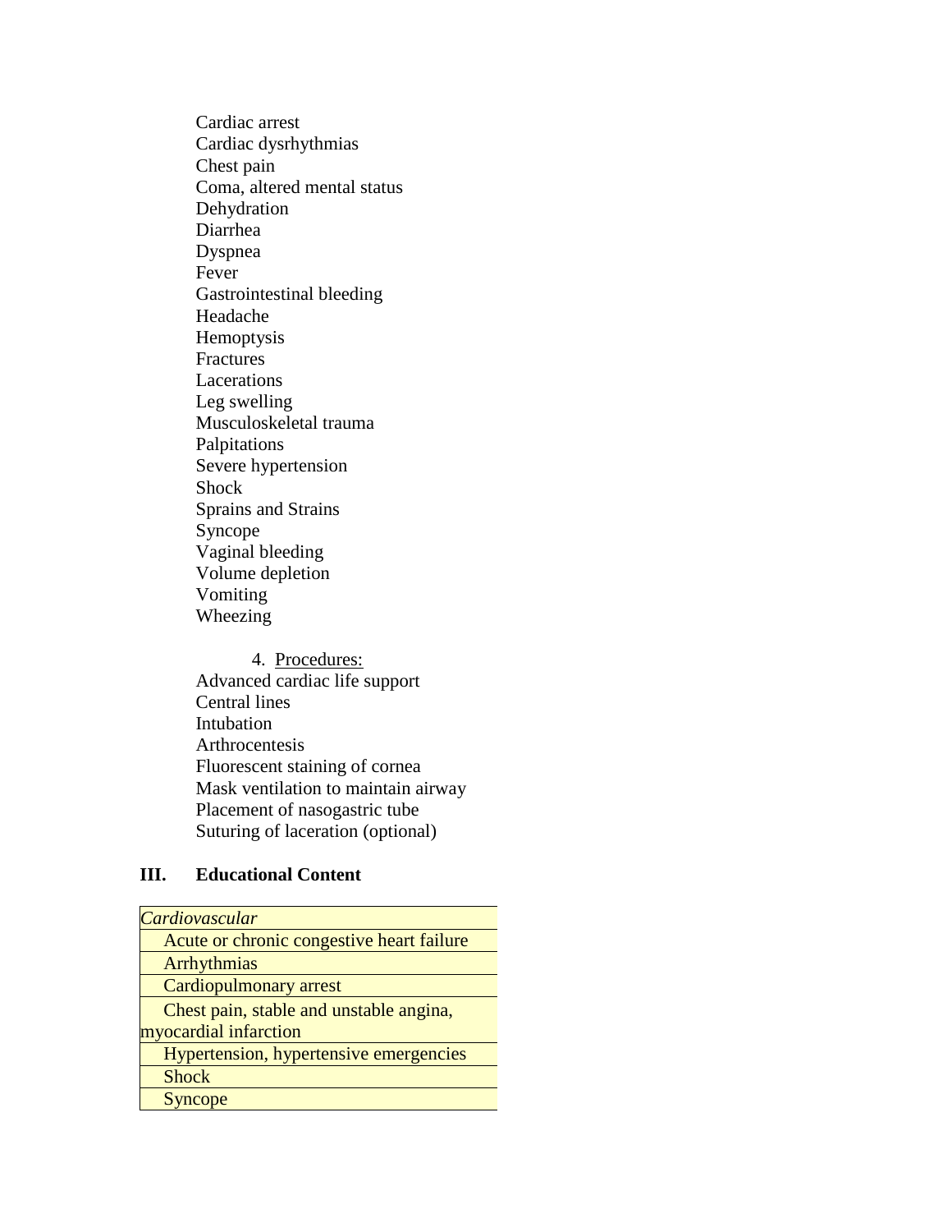Cardiac arrest
Cardiac dysrhythmias
Chest pain
Coma, altered mental status
Dehydration
Diarrhea
Dyspnea
Fever
Gastrointestinal bleeding
Headache
Hemoptysis
Fractures
Lacerations
Leg swelling
Musculoskeletal trauma
Palpitations
Severe hypertension
Shock
Sprains and Strains
Syncope
Vaginal bleeding
Volume depletion
Vomiting
Wheezing

4. Procedures:

Advanced cardiac life support
Central lines
Intubation
Arthrocentesis
Fluorescent staining of cornea
Mask ventilation to maintain airway
Placement of nasogastric tube
Suturing of laceration (optional)

## III. Educational Content

| *Cardiovascular* |
|---|
| Acute or chronic congestive heart failure |
| Arrhythmias |
| Cardiopulmonary arrest |
| Chest pain, stable and unstable angina, myocardial infarction |
| Hypertension, hypertensive emergencies |
| Shock |
| Syncope |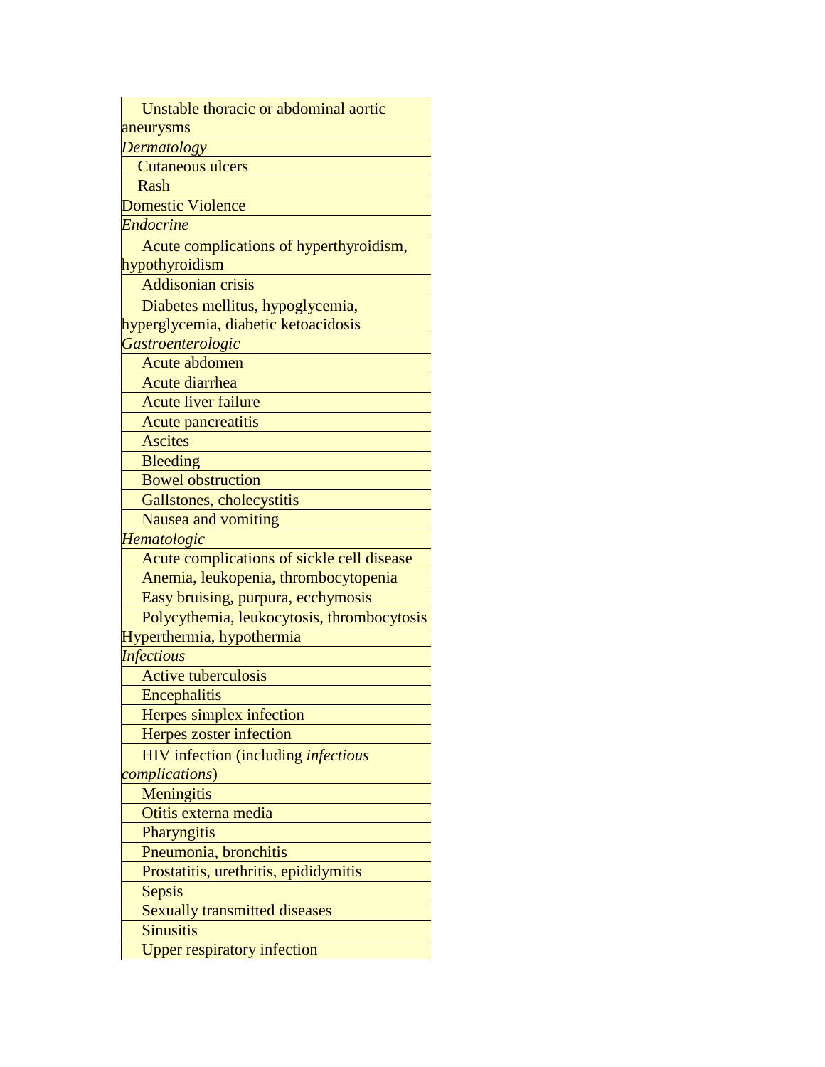| |
|---|
| Unstable thoracic or abdominal aortic aneurysms |
| *Dermatology* |
| Cutaneous ulcers |
| Rash |
| Domestic Violence |
| *Endocrine* |
| Acute complications of hyperthyroidism, hypothyroidism |
| Addisonian crisis |
| Diabetes mellitus, hypoglycemia, hyperglycemia, diabetic ketoacidosis |
| *Gastroenterologic* |
| Acute abdomen |
| Acute diarrhea |
| Acute liver failure |
| Acute pancreatitis |
| Ascites |
| Bleeding |
| Bowel obstruction |
| Gallstones, cholecystitis |
| Nausea and vomiting |
| *Hematologic* |
| Acute complications of sickle cell disease |
| Anemia, leukopenia, thrombocytopenia |
| Easy bruising, purpura, ecchymosis |
| Polycythemia, leukocytosis, thrombocytosis |
| Hyperthermia, hypothermia |
| *Infectious* |
| Active tuberculosis |
| Encephalitis |
| Herpes simplex infection |
| Herpes zoster infection |
| HIV infection (including *infectious complications*) |
| Meningitis |
| Otitis externa media |
| Pharyngitis |
| Pneumonia, bronchitis |
| Prostatitis, urethritis, epididymitis |
| Sepsis |
| Sexually transmitted diseases |
| Sinusitis |
| Upper respiratory infection |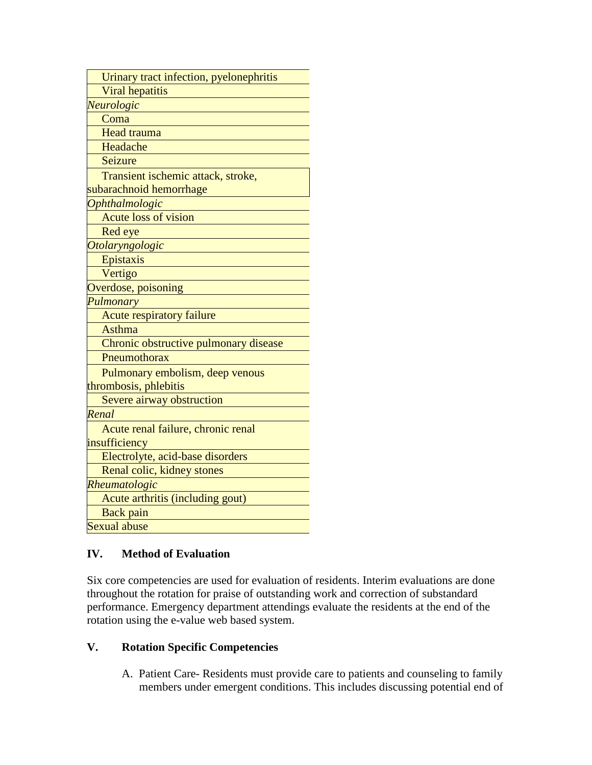| |
|---|
| Urinary tract infection, pyelonephritis |
| Viral hepatitis |
| *Neurologic* |
| Coma |
| Head trauma |
| Headache |
| Seizure |
| Transient ischemic attack, stroke, subarachnoid hemorrhage |
| *Ophthalmologic* |
| Acute loss of vision |
| Red eye |
| *Otolaryngologic* |
| Epistaxis |
| Vertigo |
| Overdose, poisoning |
| *Pulmonary* |
| Acute respiratory failure |
| Asthma |
| Chronic obstructive pulmonary disease |
| Pneumothorax |
| Pulmonary embolism, deep venous thrombosis, phlebitis |
| Severe airway obstruction |
| *Renal* |
| Acute renal failure, chronic renal insufficiency |
| Electrolyte, acid-base disorders |
| Renal colic, kidney stones |
| *Rheumatologic* |
| Acute arthritis (including gout) |
| Back pain |
| Sexual abuse |

## IV. Method of Evaluation

Six core competencies are used for evaluation of residents. Interim evaluations are done throughout the rotation for praise of outstanding work and correction of substandard performance. Emergency department attendings evaluate the residents at the end of the rotation using the e-value web based system.

## V. Rotation Specific Competencies

A. Patient Care- Residents must provide care to patients and counseling to family members under emergent conditions. This includes discussing potential end of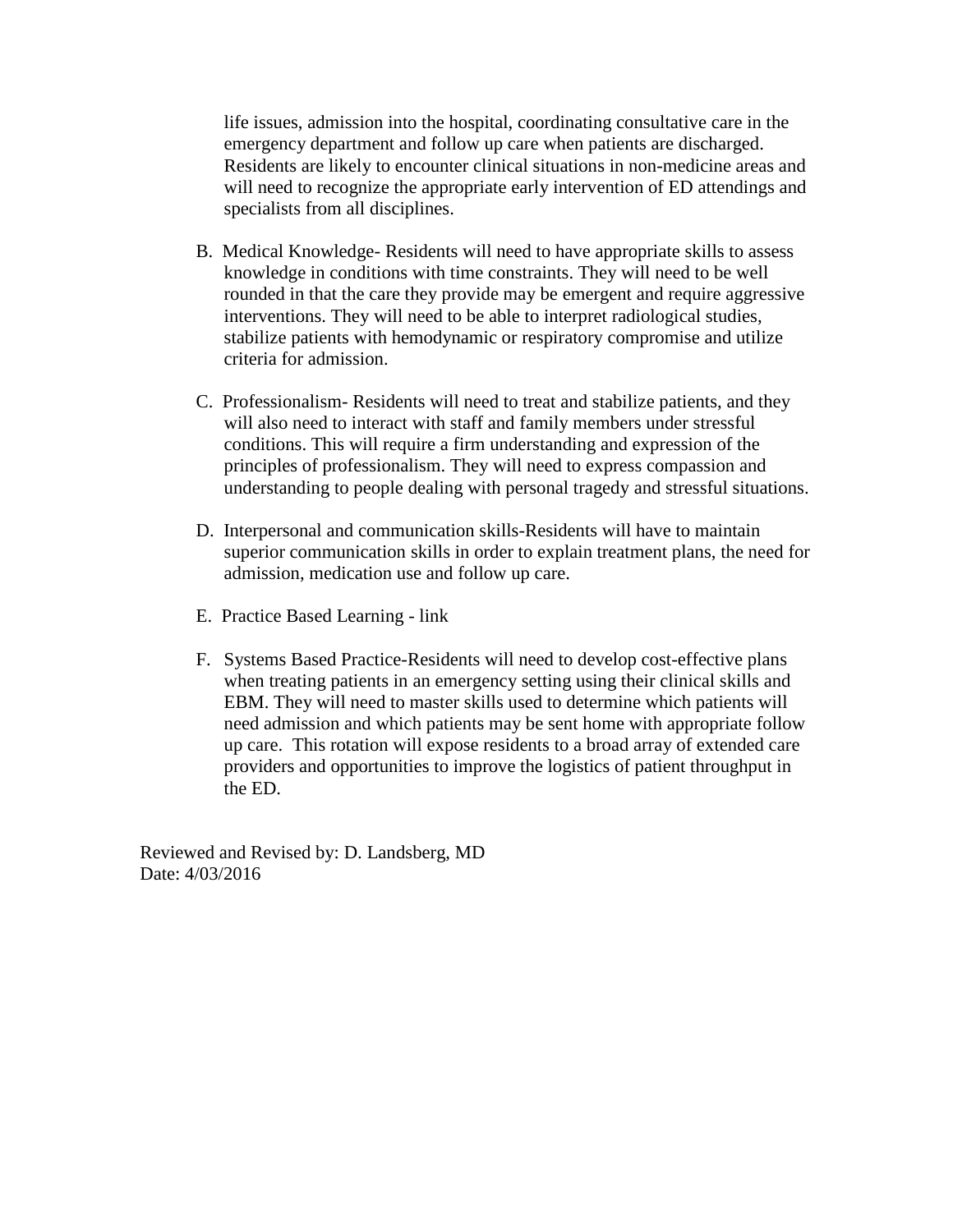life issues, admission into the hospital, coordinating consultative care in the emergency department and follow up care when patients are discharged. Residents are likely to encounter clinical situations in non-medicine areas and will need to recognize the appropriate early intervention of ED attendings and specialists from all disciplines.

B. Medical Knowledge- Residents will need to have appropriate skills to assess knowledge in conditions with time constraints. They will need to be well rounded in that the care they provide may be emergent and require aggressive interventions. They will need to be able to interpret radiological studies, stabilize patients with hemodynamic or respiratory compromise and utilize criteria for admission.

C. Professionalism- Residents will need to treat and stabilize patients, and they will also need to interact with staff and family members under stressful conditions. This will require a firm understanding and expression of the principles of professionalism. They will need to express compassion and understanding to people dealing with personal tragedy and stressful situations.

D. Interpersonal and communication skills-Residents will have to maintain superior communication skills in order to explain treatment plans, the need for admission, medication use and follow up care.

E. Practice Based Learning - link

F. Systems Based Practice-Residents will need to develop cost-effective plans when treating patients in an emergency setting using their clinical skills and EBM. They will need to master skills used to determine which patients will need admission and which patients may be sent home with appropriate follow up care. This rotation will expose residents to a broad array of extended care providers and opportunities to improve the logistics of patient throughput in the ED.

Reviewed and Revised by: D. Landsberg, MD
Date: 4/03/2016